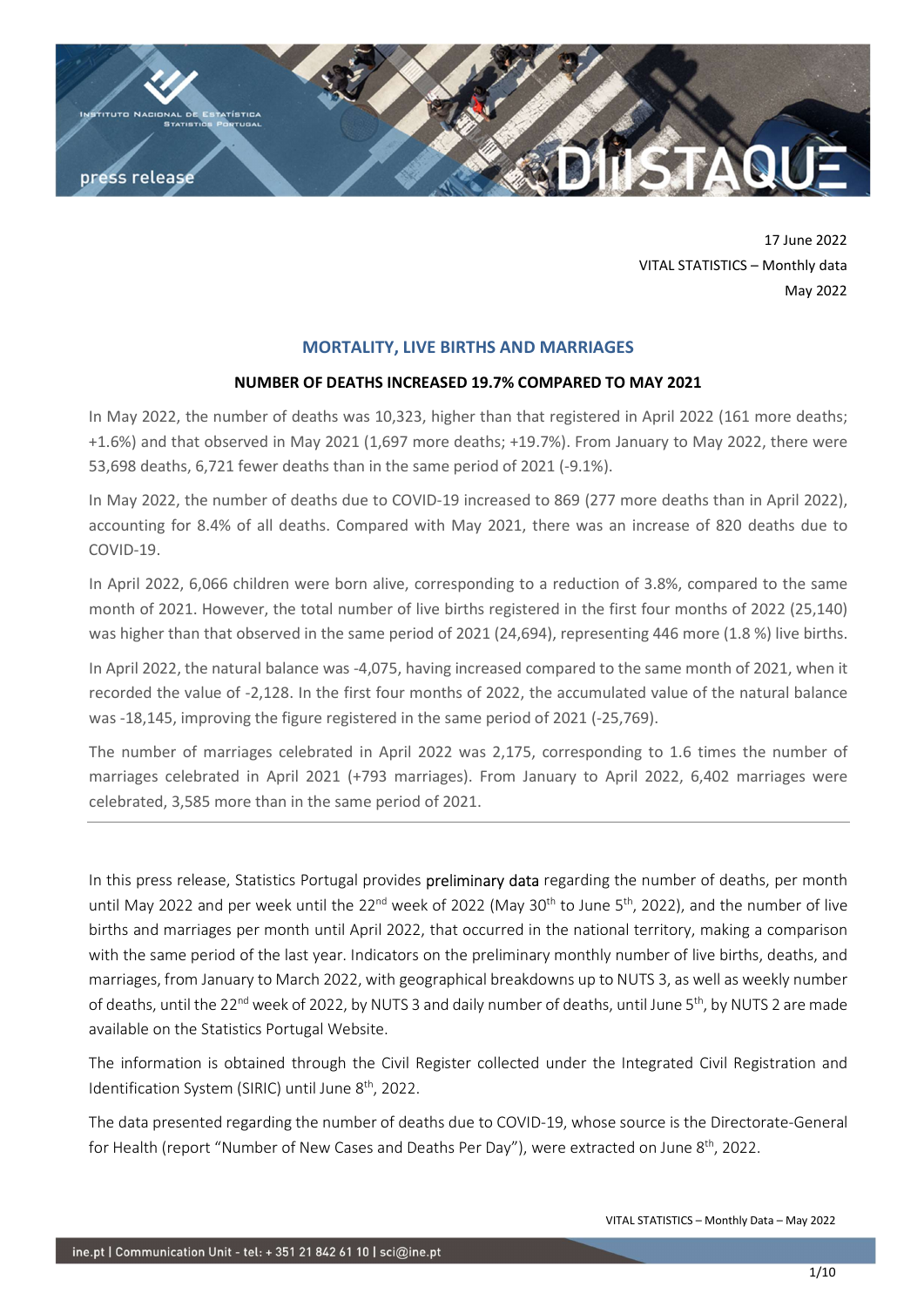17 June 2022
VITAL STATISTICS – Monthly data
May 2022

## MORTALITY, LIVE BIRTHS AND MARRIAGES

### NUMBER OF DEATHS INCREASED 19.7% COMPARED TO MAY 2021

In May 2022, the number of deaths was 10,323, higher than that registered in April 2022 (161 more deaths; +1.6%) and that observed in May 2021 (1,697 more deaths; +19.7%). From January to May 2022, there were 53,698 deaths, 6,721 fewer deaths than in the same period of 2021 (-9.1%).

In May 2022, the number of deaths due to COVID-19 increased to 869 (277 more deaths than in April 2022), accounting for 8.4% of all deaths. Compared with May 2021, there was an increase of 820 deaths due to COVID-19.

In April 2022, 6,066 children were born alive, corresponding to a reduction of 3.8%, compared to the same month of 2021. However, the total number of live births registered in the first four months of 2022 (25,140) was higher than that observed in the same period of 2021 (24,694), representing 446 more (1.8 %) live births.

In April 2022, the natural balance was -4,075, having increased compared to the same month of 2021, when it recorded the value of -2,128. In the first four months of 2022, the accumulated value of the natural balance was -18,145, improving the figure registered in the same period of 2021 (-25,769).

The number of marriages celebrated in April 2022 was 2,175, corresponding to 1.6 times the number of marriages celebrated in April 2021 (+793 marriages). From January to April 2022, 6,402 marriages were celebrated, 3,585 more than in the same period of 2021.

---

In this press release, Statistics Portugal provides preliminary data regarding the number of deaths, per month until May 2022 and per week until the 22nd week of 2022 (May 30th to June 5th, 2022), and the number of live births and marriages per month until April 2022, that occurred in the national territory, making a comparison with the same period of the last year. Indicators on the preliminary monthly number of live births, deaths, and marriages, from January to March 2022, with geographical breakdowns up to NUTS 3, as well as weekly number of deaths, until the 22nd week of 2022, by NUTS 3 and daily number of deaths, until June 5th, by NUTS 2 are made available on the Statistics Portugal Website.

The information is obtained through the Civil Register collected under the Integrated Civil Registration and Identification System (SIRIC) until June 8th, 2022.

The data presented regarding the number of deaths due to COVID-19, whose source is the Directorate-General for Health (report "Number of New Cases and Deaths Per Day"), were extracted on June 8th, 2022.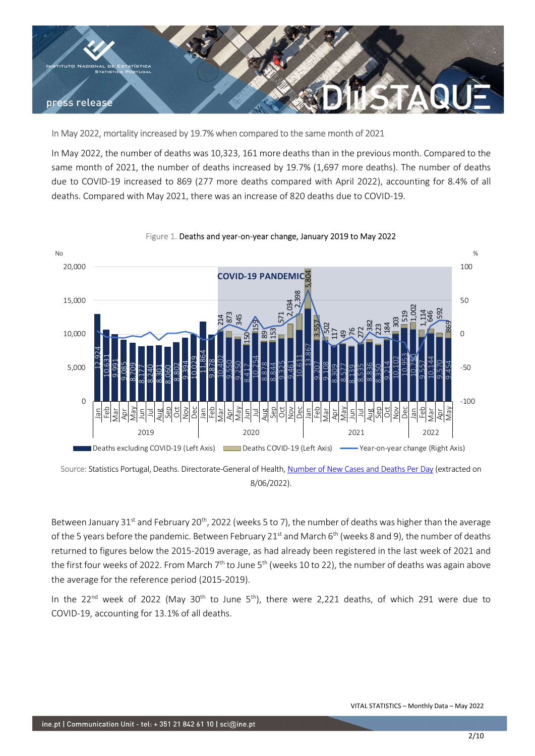In May 2022, mortality increased by 19.7% when compared to the same month of 2021

In May 2022, the number of deaths was 10,323, 161 more deaths than in the previous month. Compared to the same month of 2021, the number of deaths increased by 19.7% (1,697 more deaths). The number of deaths due to COVID-19 increased to 869 (277 more deaths compared with April 2022), accounting for 8.4% of all deaths. Compared with May 2021, there was an increase of 820 deaths due to COVID-19.

Figure 1. Deaths and year-on-year change, January 2019 to May 2022

Source: Statistics Portugal, Deaths. Directorate-General of Health, Number of New Cases and Deaths Per Day (extracted on 8/06/2022).

Between January 31st and February 20th, 2022 (weeks 5 to 7), the number of deaths was higher than the average of the 5 years before the pandemic. Between February 21st and March 6th (weeks 8 and 9), the number of deaths returned to figures below the 2015-2019 average, as had already been registered in the last week of 2021 and the first four weeks of 2022. From March 7th to June 5th (weeks 10 to 22), the number of deaths was again above the average for the reference period (2015-2019).

In the 22nd week of 2022 (May 30th to June 5th), there were 2,221 deaths, of which 291 were due to COVID-19, accounting for 13.1% of all deaths.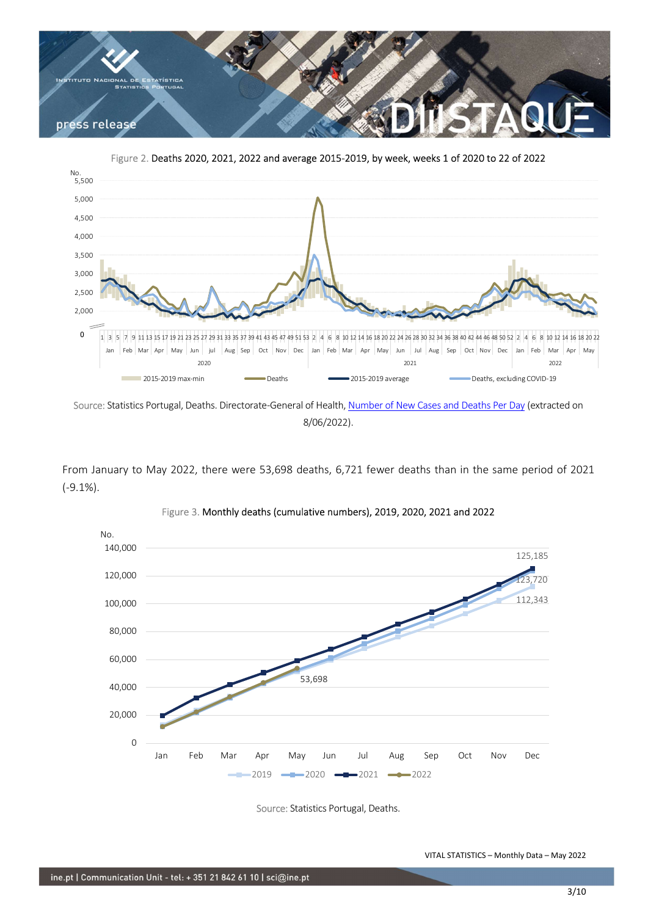Figure 2. Deaths 2020, 2021, 2022 and average 2015-2019, by week, weeks 1 of 2020 to 22 of 2022

Source: Statistics Portugal, Deaths. Directorate-General of Health, [Number of New Cases and Deaths Per Day] (extracted on 8/06/2022).

From January to May 2022, there were 53,698 deaths, 6,721 fewer deaths than in the same period of 2021 (-9.1%).

Figure 3. Monthly deaths (cumulative numbers), 2019, 2020, 2021 and 2022

Source: Statistics Portugal, Deaths.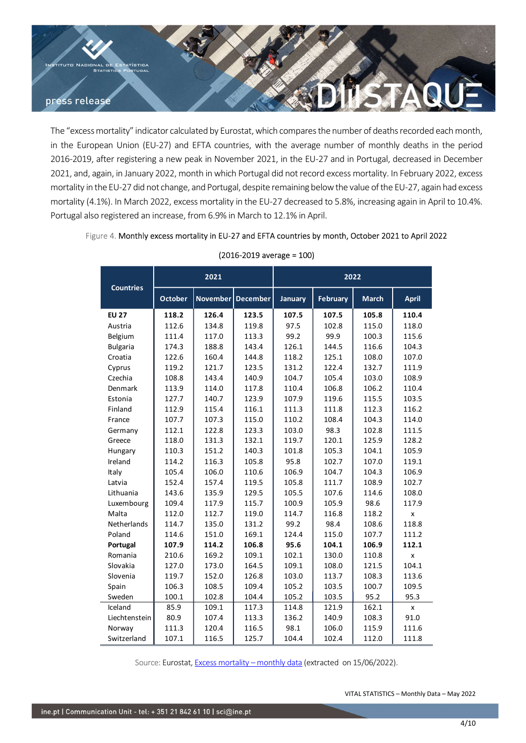The "excess mortality" indicator calculated by Eurostat, which compares the number of deaths recorded each month, in the European Union (EU-27) and EFTA countries, with the average number of monthly deaths in the period 2016-2019, after registering a new peak in November 2021, in the EU-27 and in Portugal, decreased in December 2021, and, again, in January 2022, month in which Portugal did not record excess mortality. In February 2022, excess mortality in the EU-27 did not change, and Portugal, despite remaining below the value of the EU-27, again had excess mortality (4.1%). In March 2022, excess mortality in the EU-27 decreased to 5.8%, increasing again in April to 10.4%. Portugal also registered an increase, from 6.9% in March to 12.1% in April.

Figure 4. Monthly excess mortality in EU-27 and EFTA countries by month, October 2021 to April 2022

(2016-2019 average = 100)

| Countries | 2021 | | | 2022 | | | |
|---|---|---|---|---|---|---|---|
| | October | November | December | January | February | March | April |
| **EU 27** | **118.2** | **126.4** | **123.5** | **107.5** | **107.5** | **105.8** | **110.4** |
| Austria | 112.6 | 134.8 | 119.8 | 97.5 | 102.8 | 115.0 | 118.0 |
| Belgium | 111.4 | 117.0 | 113.3 | 99.2 | 99.9 | 100.3 | 115.6 |
| Bulgaria | 174.3 | 188.8 | 143.4 | 126.1 | 144.5 | 116.6 | 104.3 |
| Croatia | 122.6 | 160.4 | 144.8 | 118.2 | 125.1 | 108.0 | 107.0 |
| Cyprus | 119.2 | 121.7 | 123.5 | 131.2 | 122.4 | 132.7 | 111.9 |
| Czechia | 108.8 | 143.4 | 140.9 | 104.7 | 105.4 | 103.0 | 108.9 |
| Denmark | 113.9 | 114.0 | 117.8 | 110.4 | 106.8 | 106.2 | 110.4 |
| Estonia | 127.7 | 140.7 | 123.9 | 107.9 | 119.6 | 115.5 | 103.5 |
| Finland | 112.9 | 115.4 | 116.1 | 111.3 | 111.8 | 112.3 | 116.2 |
| France | 107.7 | 107.3 | 115.0 | 110.2 | 108.4 | 104.3 | 114.0 |
| Germany | 112.1 | 122.8 | 123.3 | 103.0 | 98.3 | 102.8 | 111.5 |
| Greece | 118.0 | 131.3 | 132.1 | 119.7 | 120.1 | 125.9 | 128.2 |
| Hungary | 110.3 | 151.2 | 140.3 | 101.8 | 105.3 | 104.1 | 105.9 |
| Ireland | 114.2 | 116.3 | 105.8 | 95.8 | 102.7 | 107.0 | 119.1 |
| Italy | 105.4 | 106.0 | 110.6 | 106.9 | 104.7 | 104.3 | 106.9 |
| Latvia | 152.4 | 157.4 | 119.5 | 105.8 | 111.7 | 108.9 | 102.7 |
| Lithuania | 143.6 | 135.9 | 129.5 | 105.5 | 107.6 | 114.6 | 108.0 |
| Luxembourg | 109.4 | 117.9 | 115.7 | 100.9 | 105.9 | 98.6 | 117.9 |
| Malta | 112.0 | 112.7 | 119.0 | 114.7 | 116.8 | 118.2 | x |
| Netherlands | 114.7 | 135.0 | 131.2 | 99.2 | 98.4 | 108.6 | 118.8 |
| Poland | 114.6 | 151.0 | 169.1 | 124.4 | 115.0 | 107.7 | 111.2 |
| **Portugal** | **107.9** | **114.2** | **106.8** | **95.6** | **104.1** | **106.9** | **112.1** |
| Romania | 210.6 | 169.2 | 109.1 | 102.1 | 130.0 | 110.8 | x |
| Slovakia | 127.0 | 173.0 | 164.5 | 109.1 | 108.0 | 121.5 | 104.1 |
| Slovenia | 119.7 | 152.0 | 126.8 | 103.0 | 113.7 | 108.3 | 113.6 |
| Spain | 106.3 | 108.5 | 109.4 | 105.2 | 103.5 | 100.7 | 109.5 |
| Sweden | 100.1 | 102.8 | 104.4 | 105.2 | 103.5 | 95.2 | 95.3 |
| Iceland | 85.9 | 109.1 | 117.3 | 114.8 | 121.9 | 162.1 | x |
| Liechtenstein | 80.9 | 107.4 | 113.3 | 136.2 | 140.9 | 108.3 | 91.0 |
| Norway | 111.3 | 120.4 | 116.5 | 98.1 | 106.0 | 115.9 | 111.6 |
| Switzerland | 107.1 | 116.5 | 125.7 | 104.4 | 102.4 | 112.0 | 111.8 |

Source: Eurostat, Excess mortality – monthly data (extracted on 15/06/2022).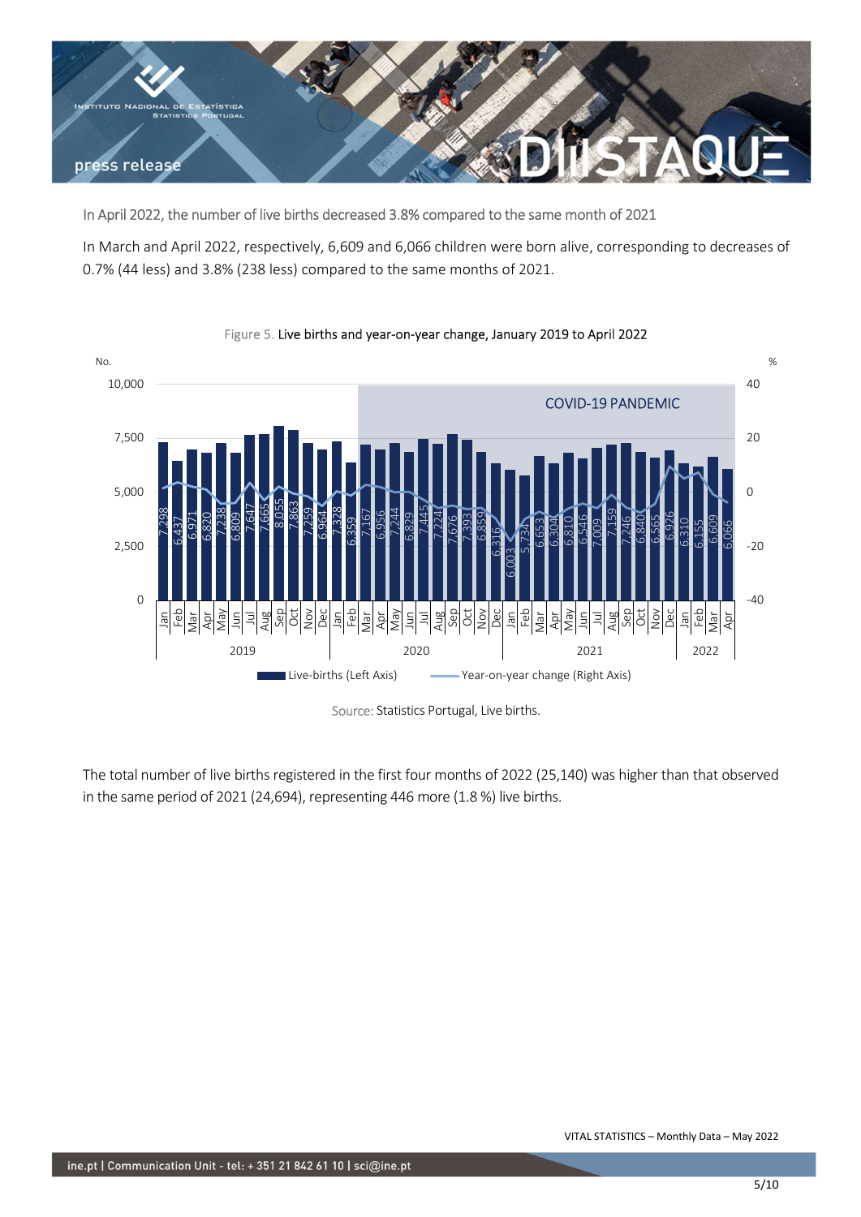In April 2022, the number of live births decreased 3.8% compared to the same month of 2021

In March and April 2022, respectively, 6,609 and 6,066 children were born alive, corresponding to decreases of 0.7% (44 less) and 3.8% (238 less) compared to the same months of 2021.

Figure 5. Live births and year-on-year change, January 2019 to April 2022

| Year | Month | Live-births |
|---|---|---|
| 2019 | Jan | 7,298 |
| | Feb | 6,437 |
| | Mar | 6,971 |
| | Apr | 6,820 |
| | May | 7,238 |
| | Jun | 6,809 |
| | Jul | 7,647 |
| | Aug | 7,665 |
| | Sep | 8,055 |
| | Oct | 7,863 |
| | Nov | 7,259 |
| | Dec | 6,964 |
| 2020 | Jan | 7,328 |
| | Feb | 6,359 |
| | Mar | 7,167 |
| | Apr | 6,956 |
| | May | 7,244 |
| | Jun | 6,829 |
| | Jul | 7,445 |
| | Aug | 7,224 |
| | Sep | 7,676 |
| | Oct | 7,393 |
| | Nov | 6,859 |
| | Dec | 6,316 |
| 2021 | Jan | 6,003 |
| | Feb | 5,734 |
| | Mar | 6,653 |
| | Apr | 6,304 |
| | May | 6,810 |
| | Jun | 6,546 |
| | Jul | 7,009 |
| | Aug | 7,159 |
| | Sep | 7,246 |
| | Oct | 6,840 |
| | Nov | 6,565 |
| | Dec | 6,926 |
| 2022 | Jan | 6,310 |
| | Feb | 6,155 |
| | Mar | 6,609 |
| | Apr | 6,066 |

Live-births (Left Axis) — Year-on-year change (Right Axis) — COVID-19 PANDEMIC (shaded from March 2020)

Source: Statistics Portugal, Live births.

The total number of live births registered in the first four months of 2022 (25,140) was higher than that observed in the same period of 2021 (24,694), representing 446 more (1.8 %) live births.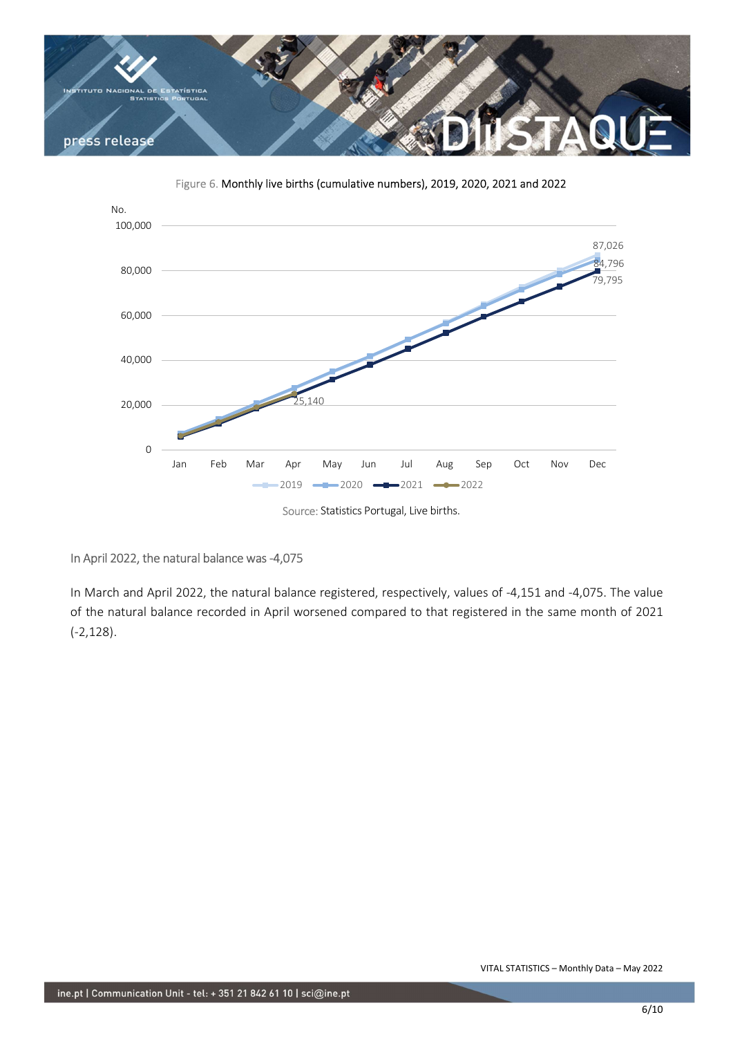Figure 6. Monthly live births (cumulative numbers), 2019, 2020, 2021 and 2022

Source: Statistics Portugal, Live births.

## In April 2022, the natural balance was -4,075

In March and April 2022, the natural balance registered, respectively, values of -4,151 and -4,075. The value of the natural balance recorded in April worsened compared to that registered in the same month of 2021 (-2,128).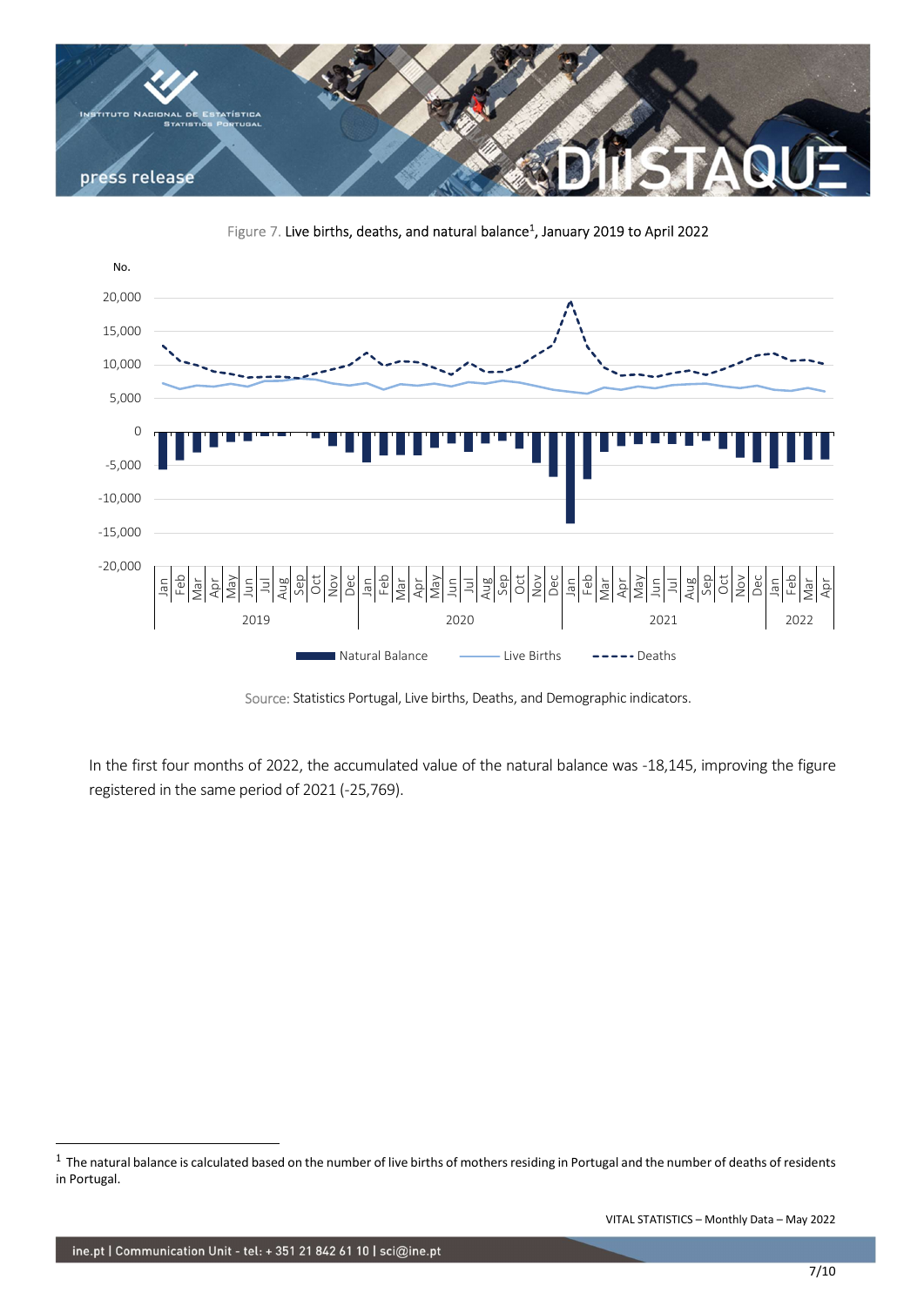Figure 7. Live births, deaths, and natural balance[1], January 2019 to April 2022

Source: Statistics Portugal, Live births, Deaths, and Demographic indicators.

In the first four months of 2022, the accumulated value of the natural balance was -18,145, improving the figure registered in the same period of 2021 (-25,769).

[1] The natural balance is calculated based on the number of live births of mothers residing in Portugal and the number of deaths of residents in Portugal.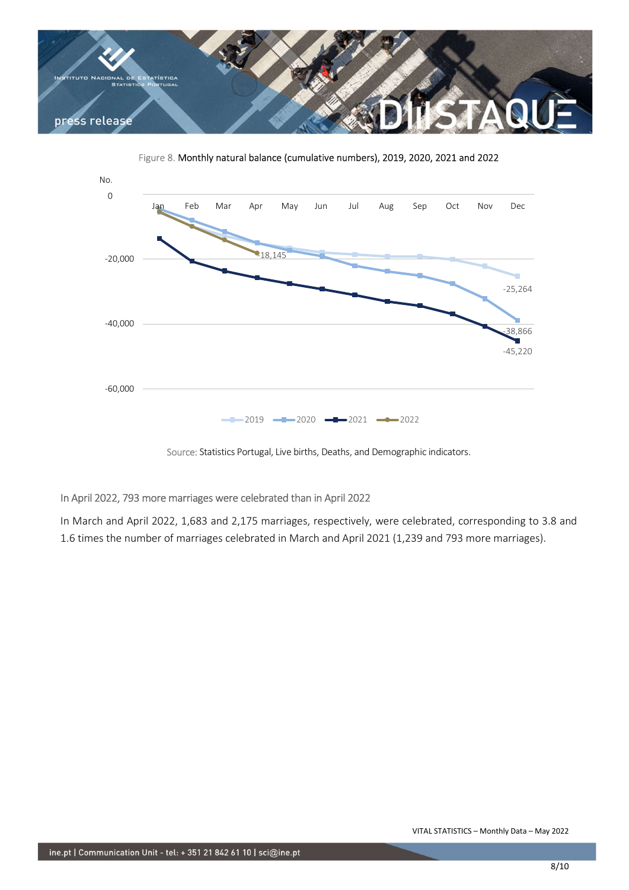Figure 8. Monthly natural balance (cumulative numbers), 2019, 2020, 2021 and 2022

Source: Statistics Portugal, Live births, Deaths, and Demographic indicators.

In April 2022, 793 more marriages were celebrated than in April 2022

In March and April 2022, 1,683 and 2,175 marriages, respectively, were celebrated, corresponding to 3.8 and 1.6 times the number of marriages celebrated in March and April 2021 (1,239 and 793 more marriages).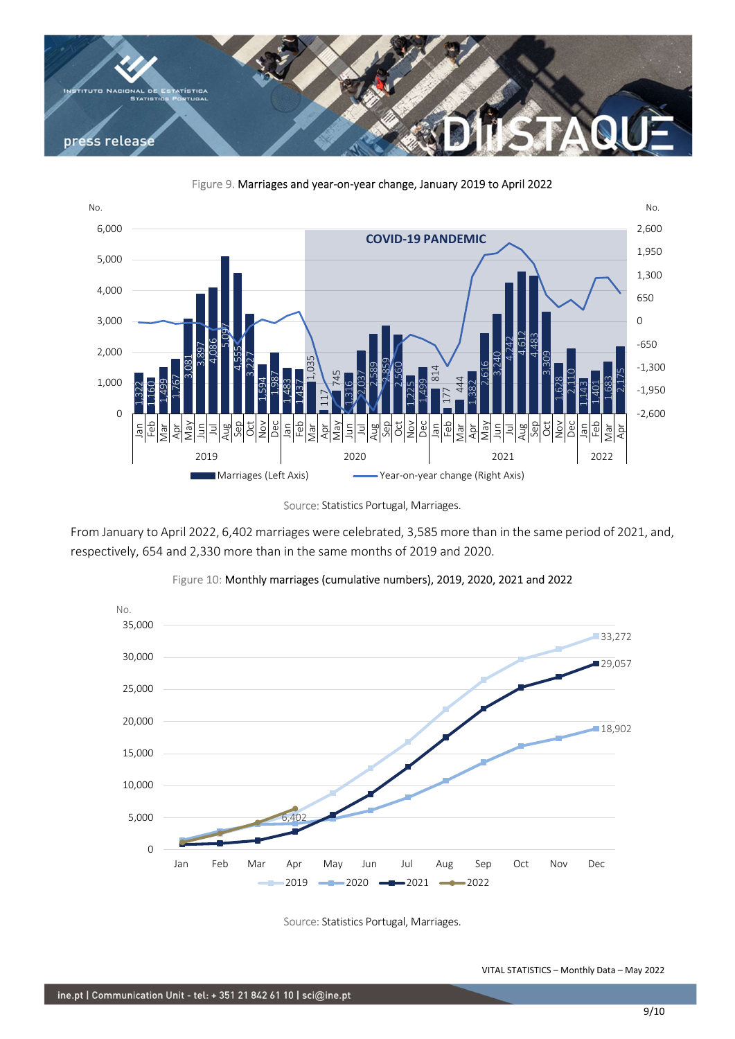Figure 9. Marriages and year-on-year change, January 2019 to April 2022

| Year | Month | Marriages |
|---|---|---|
| 2019 | Jan | 1,322 |
| 2019 | Feb | 1,160 |
| 2019 | Mar | 1,499 |
| 2019 | Apr | 1,767 |
| 2019 | May | 3,081 |
| 2019 | Jun | 3,897 |
| 2019 | Jul | 4,086 |
| 2019 | Aug | 5,097 |
| 2019 | Sep | 4,555 |
| 2019 | Oct | 3,227 |
| 2019 | Nov | 1,594 |
| 2019 | Dec | 1,987 |
| 2020 | Jan | 1,483 |
| 2020 | Feb | 1,437 |
| 2020 | Mar | 1,035 |
| 2020 | Apr | 117 |
| 2020 | May | 745 |
| 2020 | Jun | 1,316 |
| 2020 | Jul | 2,037 |
| 2020 | Aug | 2,589 |
| 2020 | Sep | 2,859 |
| 2020 | Oct | 2,560 |
| 2020 | Nov | 1,225 |
| 2020 | Dec | 1,499 |
| 2021 | Jan | 814 |
| 2021 | Feb | 177 |
| 2021 | Mar | 444 |
| 2021 | Apr | 1,382 |
| 2021 | May | 2,616 |
| 2021 | Jun | 3,240 |
| 2021 | Jul | 4,242 |
| 2021 | Aug | 4,612 |
| 2021 | Sep | 4,483 |
| 2021 | Oct | 3,309 |
| 2021 | Nov | 1,628 |
| 2021 | Dec | 2,110 |
| 2022 | Jan | 1,143 |
| 2022 | Feb | 1,401 |
| 2022 | Mar | 1,683 |
| 2022 | Apr | 2,175 |

COVID-19 PANDEMIC

Marriages (Left Axis) — Year-on-year change (Right Axis)

Source: Statistics Portugal, Marriages.

From January to April 2022, 6,402 marriages were celebrated, 3,585 more than in the same period of 2021, and, respectively, 654 and 2,330 more than in the same months of 2019 and 2020.

Figure 10: Monthly marriages (cumulative numbers), 2019, 2020, 2021 and 2022

| Year | Apr (cumulative) | Dec (cumulative) |
|---|---|---|
| 2019 | | 33,272 |
| 2020 | | 18,902 |
| 2021 | | 29,057 |
| 2022 | 6,402 | |

Source: Statistics Portugal, Marriages.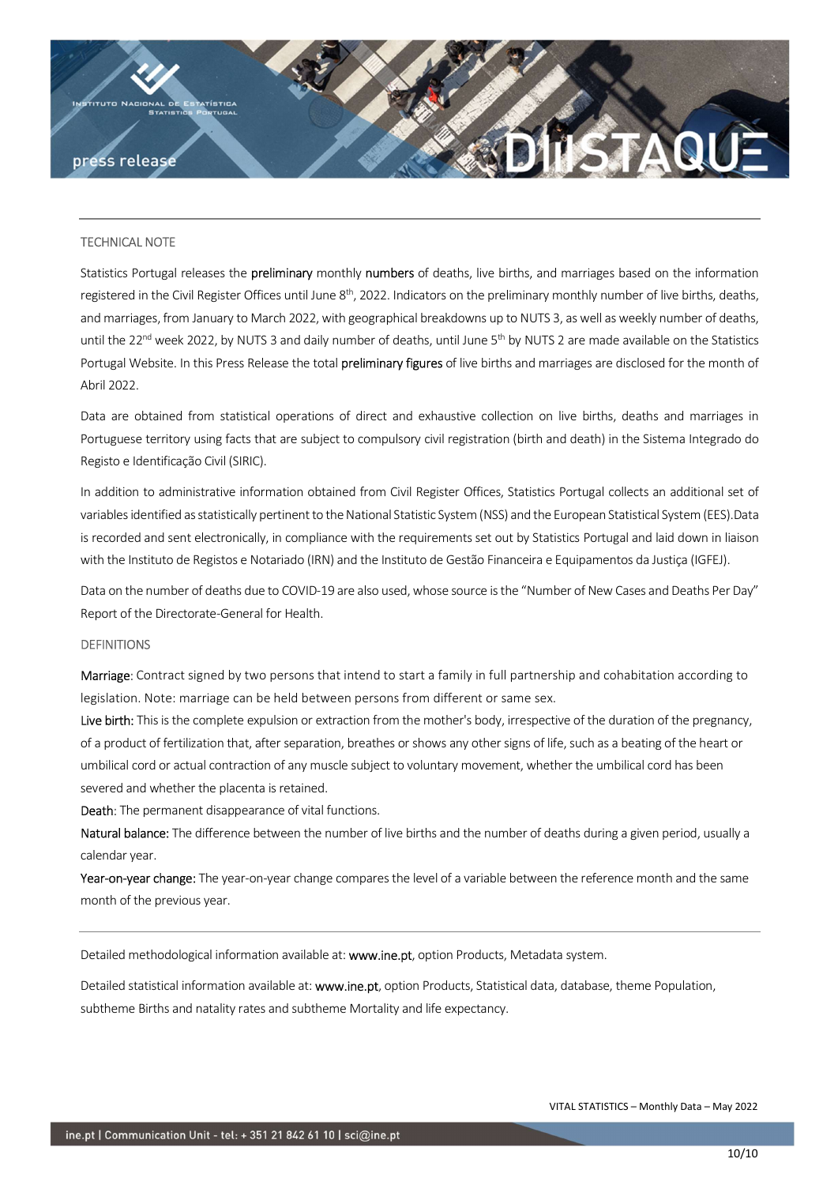## TECHNICAL NOTE

Statistics Portugal releases the preliminary monthly numbers of deaths, live births, and marriages based on the information registered in the Civil Register Offices until June 8th, 2022. Indicators on the preliminary monthly number of live births, deaths, and marriages, from January to March 2022, with geographical breakdowns up to NUTS 3, as well as weekly number of deaths, until the 22nd week 2022, by NUTS 3 and daily number of deaths, until June 5th by NUTS 2 are made available on the Statistics Portugal Website. In this Press Release the total preliminary figures of live births and marriages are disclosed for the month of Abril 2022.

Data are obtained from statistical operations of direct and exhaustive collection on live births, deaths and marriages in Portuguese territory using facts that are subject to compulsory civil registration (birth and death) in the Sistema Integrado do Registo e Identificação Civil (SIRIC).

In addition to administrative information obtained from Civil Register Offices, Statistics Portugal collects an additional set of variables identified as statistically pertinent to the National Statistic System (NSS) and the European Statistical System (EES).Data is recorded and sent electronically, in compliance with the requirements set out by Statistics Portugal and laid down in liaison with the Instituto de Registos e Notariado (IRN) and the Instituto de Gestão Financeira e Equipamentos da Justiça (IGFEJ).

Data on the number of deaths due to COVID-19 are also used, whose source is the "Number of New Cases and Deaths Per Day" Report of the Directorate-General for Health.

## DEFINITIONS

**Marriage**: Contract signed by two persons that intend to start a family in full partnership and cohabitation according to legislation. Note: marriage can be held between persons from different or same sex.

**Live birth:** This is the complete expulsion or extraction from the mother's body, irrespective of the duration of the pregnancy, of a product of fertilization that, after separation, breathes or shows any other signs of life, such as a beating of the heart or umbilical cord or actual contraction of any muscle subject to voluntary movement, whether the umbilical cord has been severed and whether the placenta is retained.

**Death**: The permanent disappearance of vital functions.

**Natural balance:** The difference between the number of live births and the number of deaths during a given period, usually a calendar year.

**Year-on-year change:** The year-on-year change compares the level of a variable between the reference month and the same month of the previous year.

---

Detailed methodological information available at: www.ine.pt, option Products, Metadata system.

Detailed statistical information available at: www.ine.pt, option Products, Statistical data, database, theme Population, subtheme Births and natality rates and subtheme Mortality and life expectancy.